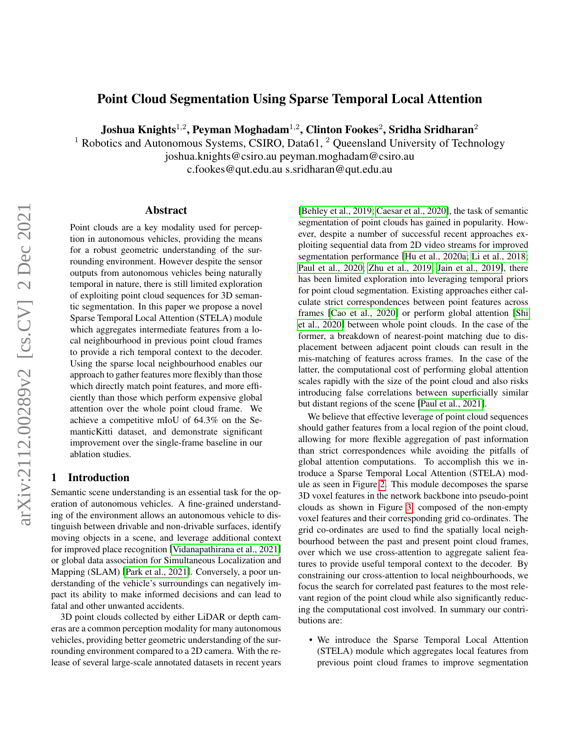# Point Cloud Segmentation Using Sparse Temporal Local Attention

**Joshua Knights[1,2], Peyman Moghadam[1,2], Clinton Fookes[2], Sridha Sridharan[2]**

[1] Robotics and Autonomous Systems, CSIRO, Data61, [2] Queensland University of Technology
joshua.knights@csiro.au peyman.moghadam@csiro.au
c.fookes@qut.edu.au s.sridharan@qut.edu.au

## Abstract

Point clouds are a key modality used for perception in autonomous vehicles, providing the means for a robust geometric understanding of the surrounding environment. However despite the sensor outputs from autonomous vehicles being naturally temporal in nature, there is still limited exploration of exploiting point cloud sequences for 3D semantic segmentation. In this paper we propose a novel Sparse Temporal Local Attention (STELA) module which aggregates intermediate features from a local neighbourhood in previous point cloud frames to provide a rich temporal context to the decoder. Using the sparse local neighbourhood enables our approach to gather features more flexibly than those which directly match point features, and more efficiently than those which perform expensive global attention over the whole point cloud frame. We achieve a competitive mIoU of 64.3% on the SemanticKitti dataset, and demonstrate significant improvement over the single-frame baseline in our ablation studies.

## 1 Introduction

Semantic scene understanding is an essential task for the operation of autonomous vehicles. A fine-grained understanding of the environment allows an autonomous vehicle to distinguish between drivable and non-drivable surfaces, identify moving objects in a scene, and leverage additional context for improved place recognition [Vidanapathirana et al., 2021] or global data association for Simultaneous Localization and Mapping (SLAM) [Park et al., 2021]. Conversely, a poor understanding of the vehicle's surroundings can negatively impact its ability to make informed decisions and can lead to fatal and other unwanted accidents.

3D point clouds collected by either LiDAR or depth cameras are a common perception modality for many autonomous vehicles, providing better geometric understanding of the surrounding environment compared to a 2D camera. With the release of several large-scale annotated datasets in recent years [Behley et al., 2019; Caesar et al., 2020], the task of semantic segmentation of point clouds has gained in popularity. However, despite a number of successful recent approaches exploiting sequential data from 2D video streams for improved segmentation performance [Hu et al., 2020a; Li et al., 2018; Paul et al., 2020; Zhu et al., 2019; Jain et al., 2019], there has been limited exploration into leveraging temporal priors for point cloud segmentation. Existing approaches either calculate strict correspondences between point features across frames [Cao et al., 2020] or perform global attention [Shi et al., 2020] between whole point clouds. In the case of the former, a breakdown of nearest-point matching due to displacement between adjacent point clouds can result in the mis-matching of features across frames. In the case of the latter, the computational cost of performing global attention scales rapidly with the size of the point cloud and also risks introducing false correlations between superficially similar but distant regions of the scene [Paul et al., 2021].

We believe that effective leverage of point cloud sequences should gather features from a local region of the point cloud, allowing for more flexible aggregation of past information than strict correspondences while avoiding the pitfalls of global attention computations. To accomplish this we introduce a Sparse Temporal Local Attention (STELA) module as seen in Figure 2. This module decomposes the sparse 3D voxel features in the network backbone into pseudo-point clouds as shown in Figure 3, composed of the non-empty voxel features and their corresponding grid co-ordinates. The grid co-ordinates are used to find the spatially local neighbourhood between the past and present point cloud frames, over which we use cross-attention to aggregate salient features to provide useful temporal context to the decoder. By constraining our cross-attention to local neighbourhoods, we focus the search for correlated past features to the most relevant region of the point cloud while also significantly reducing the computational cost involved. In summary our contributions are:

- We introduce the Sparse Temporal Local Attention (STELA) module which aggregates local features from previous point cloud frames to improve segmentation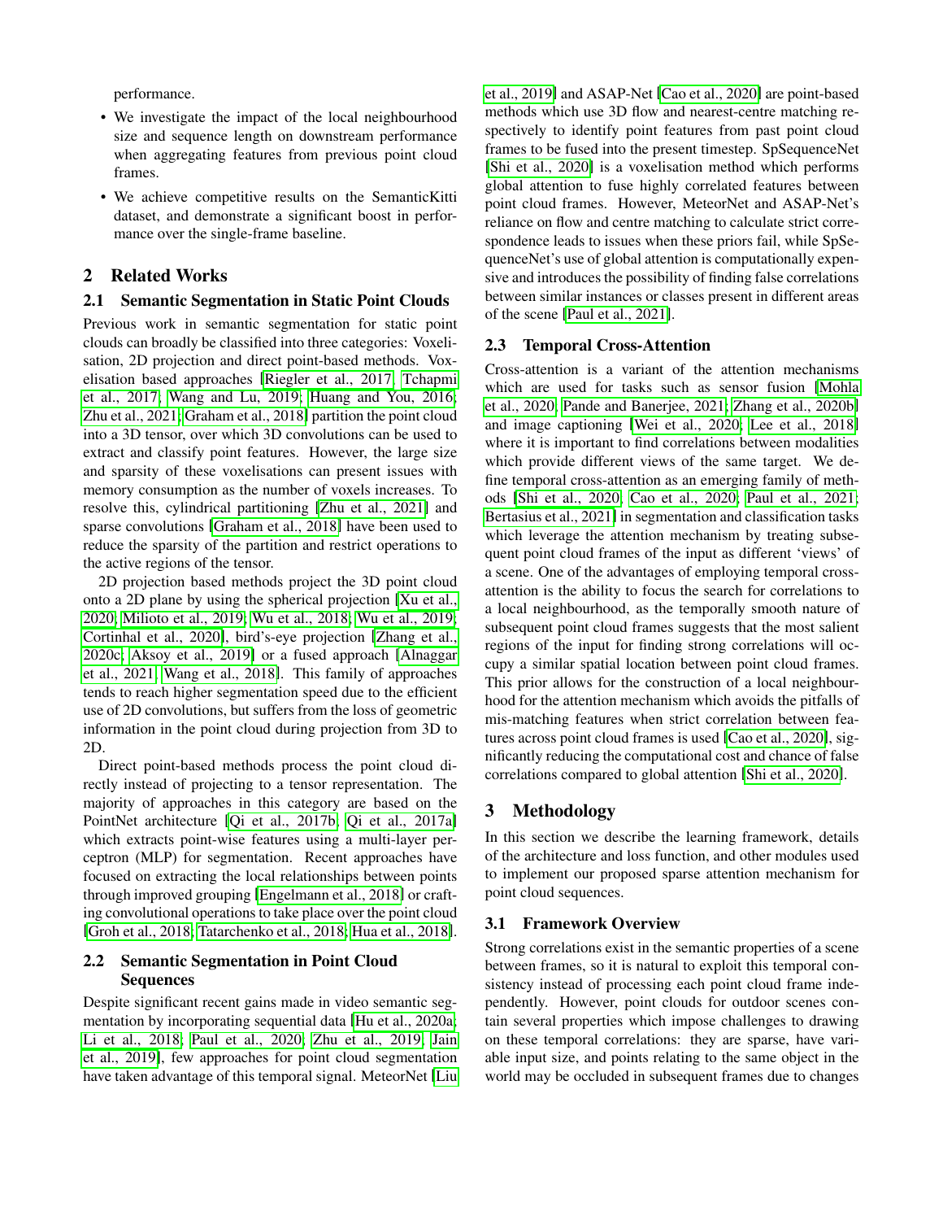performance.

- We investigate the impact of the local neighbourhood size and sequence length on downstream performance when aggregating features from previous point cloud frames.
- We achieve competitive results on the SemanticKitti dataset, and demonstrate a significant boost in performance over the single-frame baseline.

## 2 Related Works

### 2.1 Semantic Segmentation in Static Point Clouds

Previous work in semantic segmentation for static point clouds can broadly be classified into three categories: Voxelisation, 2D projection and direct point-based methods. Voxelisation based approaches [Riegler et al., 2017; Tchapmi et al., 2017; Wang and Lu, 2019; Huang and You, 2016; Zhu et al., 2021; Graham et al., 2018] partition the point cloud into a 3D tensor, over which 3D convolutions can be used to extract and classify point features. However, the large size and sparsity of these voxelisations can present issues with memory consumption as the number of voxels increases. To resolve this, cylindrical partitioning [Zhu et al., 2021] and sparse convolutions [Graham et al., 2018] have been used to reduce the sparsity of the partition and restrict operations to the active regions of the tensor.

2D projection based methods project the 3D point cloud onto a 2D plane by using the spherical projection [Xu et al., 2020; Milioto et al., 2019; Wu et al., 2018; Wu et al., 2019; Cortinhal et al., 2020], bird's-eye projection [Zhang et al., 2020c; Aksoy et al., 2019] or a fused approach [Alnaggar et al., 2021; Wang et al., 2018]. This family of approaches tends to reach higher segmentation speed due to the efficient use of 2D convolutions, but suffers from the loss of geometric information in the point cloud during projection from 3D to 2D.

Direct point-based methods process the point cloud directly instead of projecting to a tensor representation. The majority of approaches in this category are based on the PointNet architecture [Qi et al., 2017b; Qi et al., 2017a] which extracts point-wise features using a multi-layer perceptron (MLP) for segmentation. Recent approaches have focused on extracting the local relationships between points through improved grouping [Engelmann et al., 2018] or crafting convolutional operations to take place over the point cloud [Groh et al., 2018; Tatarchenko et al., 2018; Hua et al., 2018].

### 2.2 Semantic Segmentation in Point Cloud Sequences

Despite significant recent gains made in video semantic segmentation by incorporating sequential data [Hu et al., 2020a; Li et al., 2018; Paul et al., 2020; Zhu et al., 2019; Jain et al., 2019], few approaches for point cloud segmentation have taken advantage of this temporal signal. MeteorNet [Liu et al., 2019] and ASAP-Net [Cao et al., 2020] are point-based methods which use 3D flow and nearest-centre matching respectively to identify point features from past point cloud frames to be fused into the present timestep. SpSequenceNet [Shi et al., 2020] is a voxelisation method which performs global attention to fuse highly correlated features between point cloud frames. However, MeteorNet and ASAP-Net's reliance on flow and centre matching to calculate strict correspondence leads to issues when these priors fail, while SpSequenceNet's use of global attention is computationally expensive and introduces the possibility of finding false correlations between similar instances or classes present in different areas of the scene [Paul et al., 2021].

### 2.3 Temporal Cross-Attention

Cross-attention is a variant of the attention mechanisms which are used for tasks such as sensor fusion [Mohla et al., 2020; Pande and Banerjee, 2021; Zhang et al., 2020b] and image captioning [Wei et al., 2020; Lee et al., 2018] where it is important to find correlations between modalities which provide different views of the same target. We define temporal cross-attention as an emerging family of methods [Shi et al., 2020; Cao et al., 2020; Paul et al., 2021; Bertasius et al., 2021] in segmentation and classification tasks which leverage the attention mechanism by treating subsequent point cloud frames of the input as different 'views' of a scene. One of the advantages of employing temporal cross-attention is the ability to focus the search for correlations to a local neighbourhood, as the temporally smooth nature of subsequent point cloud frames suggests that the most salient regions of the input for finding strong correlations will occupy a similar spatial location between point cloud frames. This prior allows for the construction of a local neighbourhood for the attention mechanism which avoids the pitfalls of mis-matching features when strict correlation between features across point cloud frames is used [Cao et al., 2020], significantly reducing the computational cost and chance of false correlations compared to global attention [Shi et al., 2020].

## 3 Methodology

In this section we describe the learning framework, details of the architecture and loss function, and other modules used to implement our proposed sparse attention mechanism for point cloud sequences.

### 3.1 Framework Overview

Strong correlations exist in the semantic properties of a scene between frames, so it is natural to exploit this temporal consistency instead of processing each point cloud frame independently. However, point clouds for outdoor scenes contain several properties which impose challenges to drawing on these temporal correlations: they are sparse, have variable input size, and points relating to the same object in the world may be occluded in subsequent frames due to changes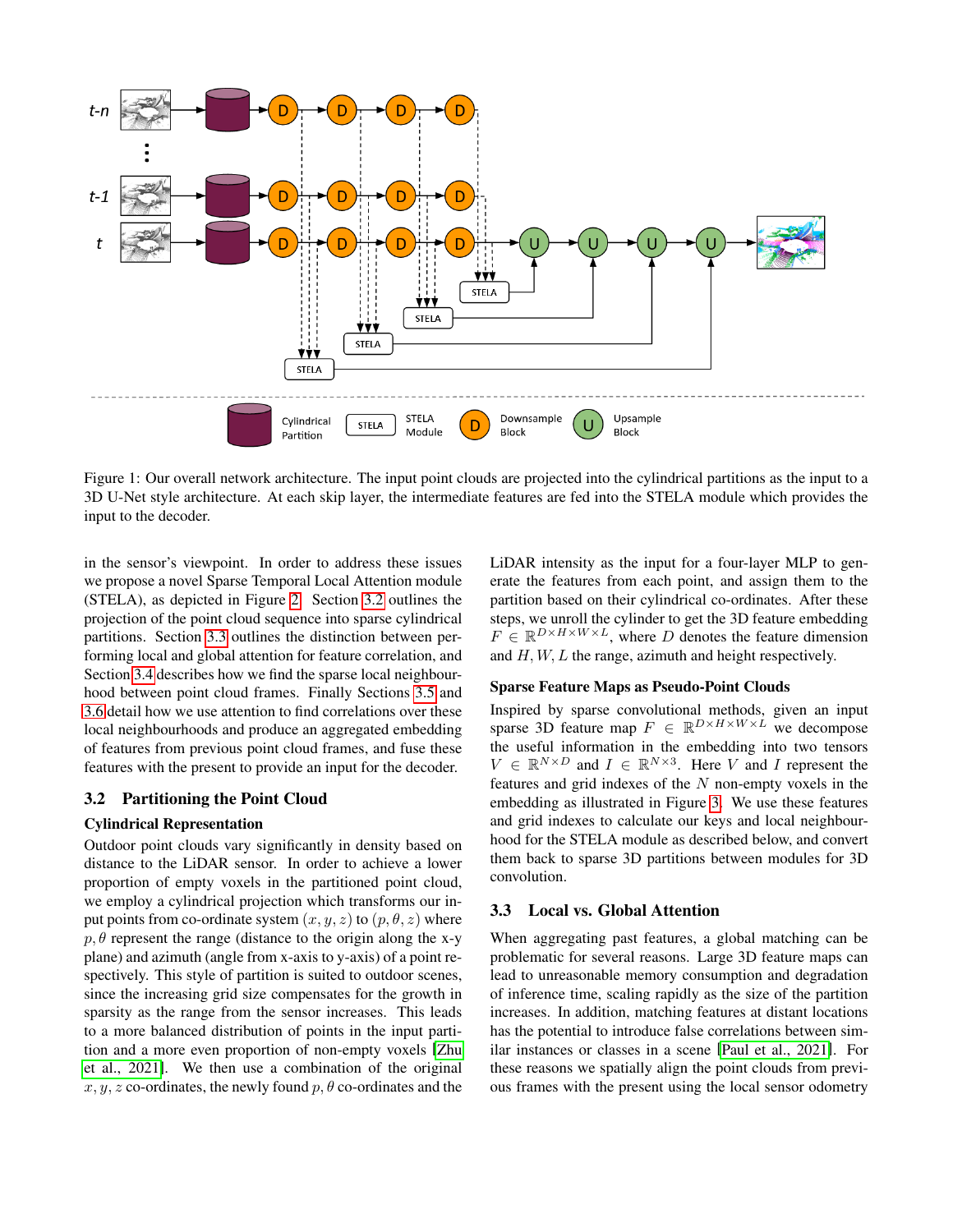t-n

t-1

t

STELA

STELA

STELA

STELA

Cylindrical Partition

STELA Module

Downsample Block

Upsample Block

Figure 1: Our overall network architecture. The input point clouds are projected into the cylindrical partitions as the input to a 3D U-Net style architecture. At each skip layer, the intermediate features are fed into the STELA module which provides the input to the decoder.

in the sensor's viewpoint. In order to address these issues we propose a novel Sparse Temporal Local Attention module (STELA), as depicted in Figure 2. Section 3.2 outlines the projection of the point cloud sequence into sparse cylindrical partitions. Section 3.3 outlines the distinction between performing local and global attention for feature correlation, and Section 3.4 describes how we find the sparse local neighbourhood between point cloud frames. Finally Sections 3.5 and 3.6 detail how we use attention to find correlations over these local neighbourhoods and produce an aggregated embedding of features from previous point cloud frames, and fuse these features with the present to provide an input for the decoder.

## 3.2 Partitioning the Point Cloud

### Cylindrical Representation

Outdoor point clouds vary significantly in density based on distance to the LiDAR sensor. In order to achieve a lower proportion of empty voxels in the partitioned point cloud, we employ a cylindrical projection which transforms our input points from co-ordinate system $(x, y, z)$ to $(p, \theta, z)$ where $p, \theta$ represent the range (distance to the origin along the x-y plane) and azimuth (angle from x-axis to y-axis) of a point respectively. This style of partition is suited to outdoor scenes, since the increasing grid size compensates for the growth in sparsity as the range from the sensor increases. This leads to a more balanced distribution of points in the input partition and a more even proportion of non-empty voxels [Zhu et al., 2021]. We then use a combination of the original $x, y, z$ co-ordinates, the newly found $p, \theta$ co-ordinates and the LiDAR intensity as the input for a four-layer MLP to generate the features from each point, and assign them to the partition based on their cylindrical co-ordinates. After these steps, we unroll the cylinder to get the 3D feature embedding $F \in \mathbb{R}^{D \times H \times W \times L}$, where $D$ denotes the feature dimension and $H, W, L$ the range, azimuth and height respectively.

### Sparse Feature Maps as Pseudo-Point Clouds

Inspired by sparse convolutional methods, given an input sparse 3D feature map $F \in \mathbb{R}^{D \times H \times W \times L}$ we decompose the useful information in the embedding into two tensors $V \in \mathbb{R}^{N \times D}$ and $I \in \mathbb{R}^{N \times 3}$. Here $V$ and $I$ represent the features and grid indexes of the $N$ non-empty voxels in the embedding as illustrated in Figure 3. We use these features and grid indexes to calculate our keys and local neighbourhood for the STELA module as described below, and convert them back to sparse 3D partitions between modules for 3D convolution.

## 3.3 Local vs. Global Attention

When aggregating past features, a global matching can be problematic for several reasons. Large 3D feature maps can lead to unreasonable memory consumption and degradation of inference time, scaling rapidly as the size of the partition increases. In addition, matching features at distant locations has the potential to introduce false correlations between similar instances or classes in a scene [Paul et al., 2021]. For these reasons we spatially align the point clouds from previous frames with the present using the local sensor odometry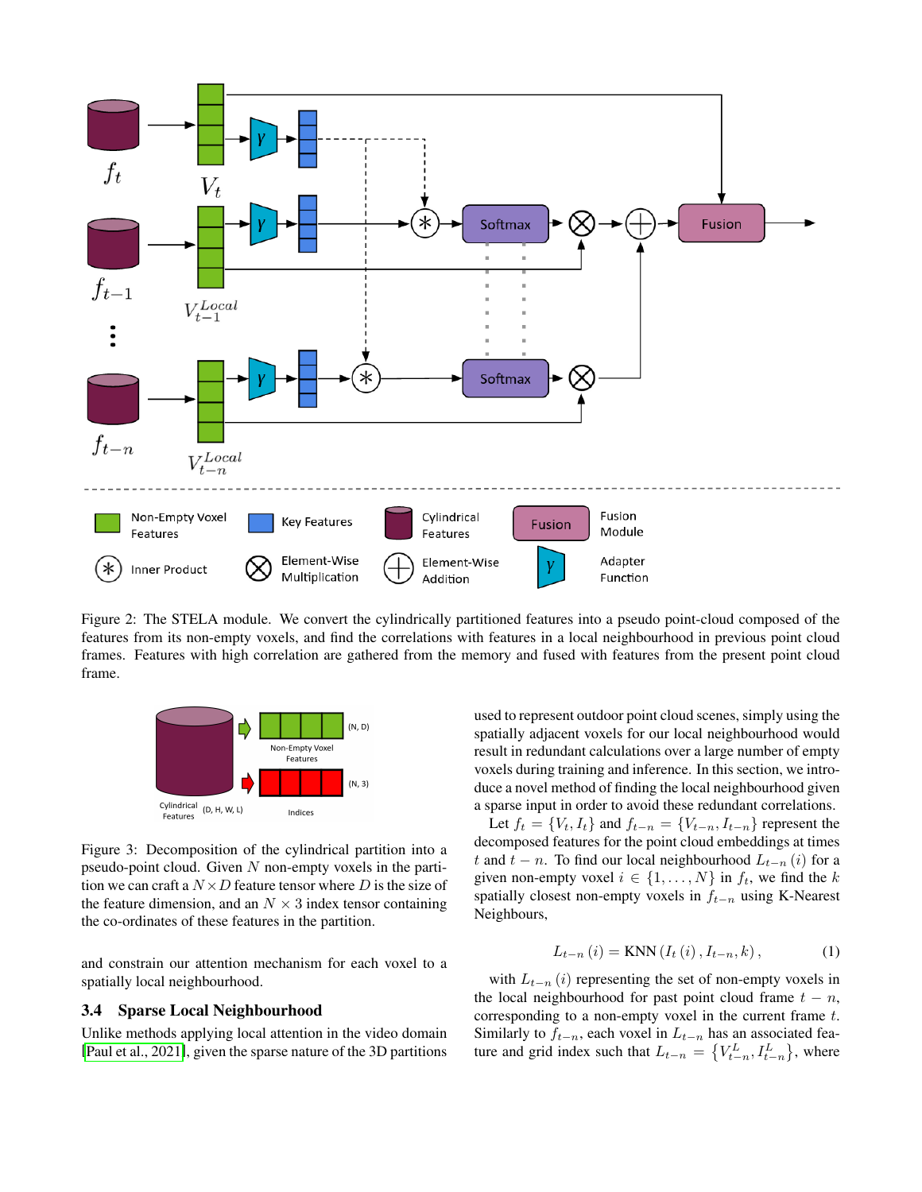Figure 2: The STELA module. We convert the cylindrically partitioned features into a pseudo point-cloud composed of the features from its non-empty voxels, and find the correlations with features in a local neighbourhood in previous point cloud frames. Features with high correlation are gathered from the memory and fused with features from the present point cloud frame.

Figure 3: Decomposition of the cylindrical partition into a pseudo-point cloud. Given $N$ non-empty voxels in the partition we can craft a $N \times D$ feature tensor where $D$ is the size of the feature dimension, and an $N \times 3$ index tensor containing the co-ordinates of these features in the partition.

and constrain our attention mechanism for each voxel to a spatially local neighbourhood.

### 3.4 Sparse Local Neighbourhood

Unlike methods applying local attention in the video domain [Paul et al., 2021], given the sparse nature of the 3D partitions used to represent outdoor point cloud scenes, simply using the spatially adjacent voxels for our local neighbourhood would result in redundant calculations over a large number of empty voxels during training and inference. In this section, we introduce a novel method of finding the local neighbourhood given a sparse input in order to avoid these redundant correlations.

Let $f_t = \{V_t, I_t\}$ and $f_{t-n} = \{V_{t-n}, I_{t-n}\}$ represent the decomposed features for the point cloud embeddings at times $t$ and $t-n$. To find our local neighbourhood $L_{t-n}(i)$ for a given non-empty voxel $i \in \{1, \ldots, N\}$ in $f_t$, we find the $k$ spatially closest non-empty voxels in $f_{t-n}$ using K-Nearest Neighbours,

$$L_{t-n}(i) = \text{KNN}(I_t(i), I_{t-n}, k), \tag{1}$$

with $L_{t-n}(i)$ representing the set of non-empty voxels in the local neighbourhood for past point cloud frame $t-n$, corresponding to a non-empty voxel in the current frame $t$. Similarly to $f_{t-n}$, each voxel in $L_{t-n}$ has an associated feature and grid index such that $L_{t-n} = \{V^L_{t-n}, I^L_{t-n}\}$, where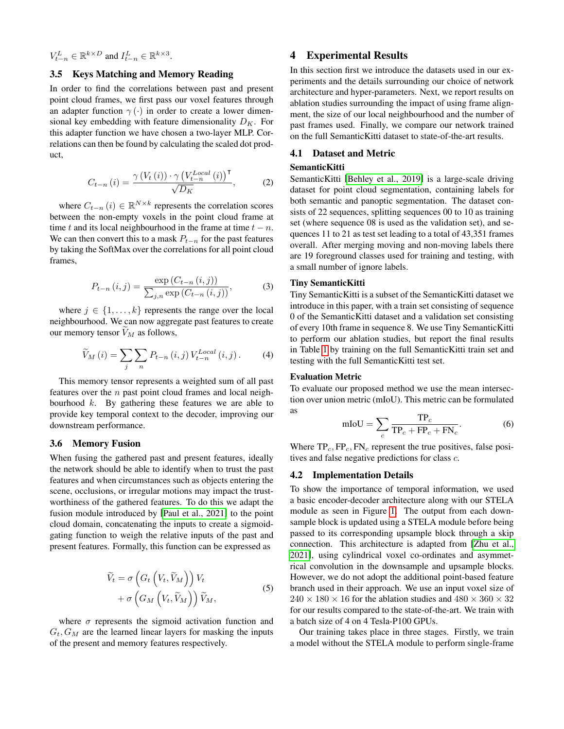$V^L_{t-n} \in \mathbb{R}^{k \times D}$ and $I^L_{t-n} \in \mathbb{R}^{k \times 3}$.

### 3.5 Keys Matching and Memory Reading

In order to find the correlations between past and present point cloud frames, we first pass our voxel features through an adapter function $\gamma(\cdot)$ in order to create a lower dimensional key embedding with feature dimensionality $D_K$. For this adapter function we have chosen a two-layer MLP. Correlations can then be found by calculating the scaled dot product,

$$C_{t-n}(i) = \frac{\gamma(V_t(i)) \cdot \gamma\left(V^{Local}_{t-n}(i)\right)^{\intercal}}{\sqrt{D_K}}, \tag{2}$$

where $C_{t-n}(i) \in \mathbb{R}^{N \times k}$ represents the correlation scores between the non-empty voxels in the point cloud frame at time $t$ and its local neighbourhood in the frame at time $t-n$. We can then convert this to a mask $P_{t-n}$ for the past features by taking the SoftMax over the correlations for all point cloud frames,

$$P_{t-n}(i,j) = \frac{\exp(C_{t-n}(i,j))}{\sum_{j,n} \exp(C_{t-n}(i,j))}, \tag{3}$$

where $j \in \{1, \ldots, k\}$ represents the range over the local neighbourhood. We can now aggregate past features to create our memory tensor $\widetilde{V}_M$ as follows,

$$\widetilde{V}_M(i) = \sum_j \sum_n P_{t-n}(i,j)\, V^{Local}_{t-n}(i,j). \tag{4}$$

This memory tensor represents a weighted sum of all past features over the $n$ past point cloud frames and local neighbourhood $k$. By gathering these features we are able to provide key temporal context to the decoder, improving our downstream performance.

### 3.6 Memory Fusion

When fusing the gathered past and present features, ideally the network should be able to identify when to trust the past features and when circumstances such as objects entering the scene, occlusions, or irregular motions may impact the trustworthiness of the gathered features. To do this we adapt the fusion module introduced by [Paul et al., 2021] to the point cloud domain, concatenating the inputs to create a sigmoid-gating function to weigh the relative inputs of the past and present features. Formally, this function can be expressed as

$$\begin{aligned} \widetilde{V}_t = &\ \sigma\left(G_t\left(V_t, \widetilde{V}_M\right)\right) V_t \\ &+ \sigma\left(G_M\left(V_t, \widetilde{V}_M\right)\right) \widetilde{V}_M, \end{aligned} \tag{5}$$

where $\sigma$ represents the sigmoid activation function and $G_t, G_M$ are the learned linear layers for masking the inputs of the present and memory features respectively.

## 4 Experimental Results

In this section first we introduce the datasets used in our experiments and the details surrounding our choice of network architecture and hyper-parameters. Next, we report results on ablation studies surrounding the impact of using frame alignment, the size of our local neighbourhood and the number of past frames used. Finally, we compare our network trained on the full SemanticKitti dataset to state-of-the-art results.

### 4.1 Dataset and Metric

**SemanticKitti**

SemanticKitti [Behley et al., 2019] is a large-scale driving dataset for point cloud segmentation, containing labels for both semantic and panoptic segmentation. The dataset consists of 22 sequences, splitting sequences 00 to 10 as training set (where sequence 08 is used as the validation set), and sequences 11 to 21 as test set leading to a total of 43,351 frames overall. After merging moving and non-moving labels there are 19 foreground classes used for training and testing, with a small number of ignore labels.

**Tiny SemanticKitti**

Tiny SemanticKitti is a subset of the SemanticKitti dataset we introduce in this paper, with a train set consisting of sequence 0 of the SemanticKitti dataset and a validation set consisting of every 10th frame in sequence 8. We use Tiny SemanticKitti to perform our ablation studies, but report the final results in Table 1 by training on the full SemanticKitti train set and testing with the full SemanticKitti test set.

**Evaluation Metric**

To evaluate our proposed method we use the mean intersection over union metric (mIoU). This metric can be formulated as

$$\text{mIoU} = \sum_c \frac{\text{TP}_c}{\text{TP}_c + \text{FP}_c + \text{FN}_c}. \tag{6}$$

Where $\text{TP}_c, \text{FP}_c, \text{FN}_c$ represent the true positives, false positives and false negative predictions for class $c$.

### 4.2 Implementation Details

To show the importance of temporal information, we used a basic encoder-decoder architecture along with our STELA module as seen in Figure 1. The output from each downsample block is updated using a STELA module before being passed to its corresponding upsample block through a skip connection. This architecture is adapted from [Zhu et al., 2021], using cylindrical voxel co-ordinates and asymmetrical convolution in the downsample and upsample blocks. However, we do not adopt the additional point-based feature branch used in their approach. We use an input voxel size of $240 \times 180 \times 16$ for the ablation studies and $480 \times 360 \times 32$ for our results compared to the state-of-the-art. We train with a batch size of 4 on 4 Tesla-P100 GPUs.

Our training takes place in three stages. Firstly, we train a model without the STELA module to perform single-frame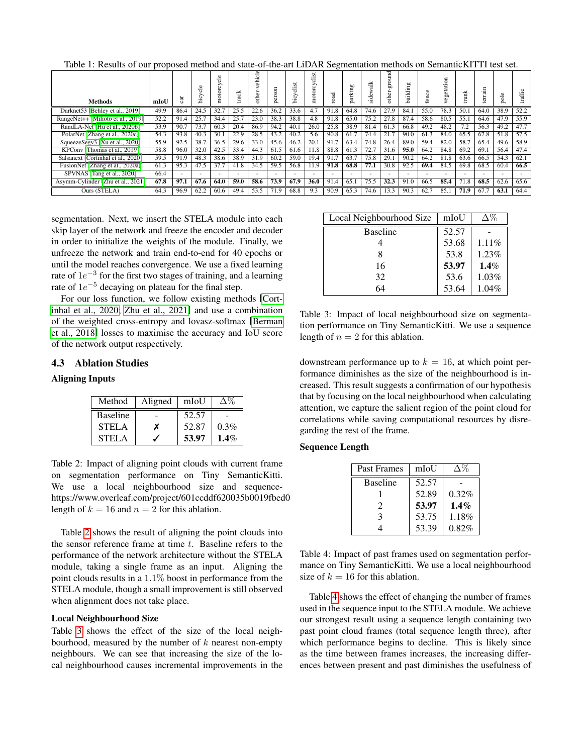Table 1: Results of our proposed method and state-of-the-art LiDAR Segmentation methods on SemanticKITTI test set.

| Methods | mIoU | car | bicycle | motorcycle | truck | other-vehicle | person | bicyclist | motorcyclist | road | parking | sidewalk | other-ground | building | fence | vegetation | trunk | terrain | pole | traffic |
|---|---|---|---|---|---|---|---|---|---|---|---|---|---|---|---|---|---|---|---|---|
| Darknet53 [Behley et al., 2019] | 49.9 | 86.4 | 24.5 | 32.7 | 25.5 | 22.6 | 36.2 | 33.6 | 4.7 | 91.8 | 64.8 | 74.6 | 27.9 | 84.1 | 55.0 | 78.3 | 50.1 | 64.0 | 38.9 | 52.2 |
| RangeNet++ [Milioto et al., 2019] | 52.2 | 91.4 | 25.7 | 34.4 | 25.7 | 23.0 | 38.3 | 38.8 | 4.8 | 91.8 | 65.0 | 75.2 | 27.8 | 87.4 | 58.6 | 80.5 | 55.1 | 64.6 | 47.9 | 55.9 |
| RandLA-Net [Hu et al., 2020b] | 53.9 | 90.7 | 73.7 | 60.3 | 20.4 | 86.9 | 94.2 | 40.1 | 26.0 | 25.8 | 38.9 | 81.4 | 61.3 | 66.8 | 49.2 | 48.2 | 7.2 | 56.3 | 49.2 | 47.7 |
| PolarNet [Zhang et al., 2020c] | 54.3 | 93.8 | 40.3 | 30.1 | 22.9 | 28.5 | 43.2 | 40.2 | 5.6 | 90.8 | 61.7 | 74.4 | 21.7 | 90.0 | 61.3 | 84.0 | 65.5 | 67.8 | 51.8 | 57.5 |
| SqueezeSegv3 [Xu et al., 2020] | 55.9 | 92.5 | 38.7 | 36.5 | 29.6 | 33.0 | 45.6 | 46.2 | 20.1 | 91.7 | 63.4 | 74.8 | 26.4 | 89.0 | 59.4 | 82.0 | 58.7 | 65.4 | 49.6 | 58.9 |
| KPConv [Thomas et al., 2019] | 58.8 | 96.0 | 32.0 | 42.5 | 33.4 | 44.3 | 61.5 | 61.6 | 11.8 | 88.8 | 61.3 | 72.7 | 31.6 | **95.0** | 64.2 | 84.8 | 69.2 | 69.1 | 56.4 | 47.4 |
| Salsanext [Cortinhal et al., 2020] | 59.5 | 91.9 | 48.3 | 38.6 | 38.9 | 31.9 | 60.2 | 59.0 | 19.4 | 91.7 | 63.7 | 75.8 | 29.1 | 90.2 | 64.2 | 81.8 | 63.6 | 66.5 | 54.3 | 62.1 |
| FusionNet [Zhang et al., 2020a] | 61.3 | 95.3 | 47.5 | 37.7 | 41.8 | 34.5 | 59.5 | 56.8 | 11.9 | **91.8** | **68.8** | **77.1** | 30.8 | 92.5 | **69.4** | 84.5 | 69.8 | 68.5 | 60.4 | **66.5** |
| SPVNAS [Tang et al., 2020] | 66.4 | - | - | - | - | - | - | - | - | - | - | - | - | - | - | - | - | - | - | - |
| Asymm-Cylinder [Zhu et al., 2021] | **67.8** | **97.1** | **67.6** | **64.0** | **59.0** | **58.6** | **73.9** | **67.9** | **36.0** | 91.4 | 65.1 | 75.5 | **32.3** | 91.0 | 66.5 | **85.4** | 71.8 | **68.5** | 62.6 | 65.6 |
| Ours (STELA) | 64.3 | 96.9 | 62.2 | 60.6 | 49.4 | 53.5 | 71.9 | 68.8 | 9.3 | 90.9 | 65.3 | 74.6 | 13.3 | 90.3 | 62.7 | 85.1 | **71.9** | 67.7 | **63.1** | 64.4 |

segmentation. Next, we insert the STELA module into each skip layer of the network and freeze the encoder and decoder in order to initialize the weights of the module. Finally, we unfreeze the network and train end-to-end for 40 epochs or until the model reaches convergence. We use a fixed learning rate of $1e^{-3}$ for the first two stages of training, and a learning rate of $1e^{-5}$ decaying on plateau for the final step.

For our loss function, we follow existing methods [Cortinhal et al., 2020; Zhu et al., 2021] and use a combination of the weighted cross-entropy and lovasz-softmax [Berman et al., 2018] losses to maximise the accuracy and IoU score of the network output respectively.

## 4.3 Ablation Studies

### Aligning Inputs

| Method | Aligned | mIoU | $\Delta\%$ |
|---|---|---|---|
| Baseline | - | 52.57 | - |
| STELA | ✗ | 52.87 | 0.3% |
| STELA | ✓ | **53.97** | **1.4%** |

Table 2: Impact of aligning point clouds with current frame on segmentation performance on Tiny SemanticKitti. We use a local neighbourhood size and sequence-https://www.overleaf.com/project/601ccddf620035b0019fbed0 length of $k = 16$ and $n = 2$ for this ablation.

Table 2 shows the result of aligning the point clouds into the sensor reference frame at time $t$. Baseline refers to the performance of the network architecture without the STELA module, taking a single frame as an input. Aligning the point clouds results in a 1.1% boost in performance from the STELA module, though a small improvement is still observed when alignment does not take place.

### Local Neighbourhood Size

Table 3 shows the effect of the size of the local neighbourhood, measured by the number of $k$ nearest non-empty neighbours. We can see that increasing the size of the local neighbourhood causes incremental improvements in the downstream performance up to $k = 16$, at which point performance diminishes as the size of the neighbourhood is increased. This result suggests a confirmation of our hypothesis that by focusing on the local neighbourhood when calculating attention, we capture the salient region of the point cloud for correlations while saving computational resources by disregarding the rest of the frame.

| Local Neighbourhood Size | mIoU | $\Delta\%$ |
|---|---|---|
| Baseline | 52.57 | - |
| 4 | 53.68 | 1.11% |
| 8 | 53.8 | 1.23% |
| 16 | **53.97** | **1.4%** |
| 32 | 53.6 | 1.03% |
| 64 | 53.64 | 1.04% |

Table 3: Impact of local neighbourhood size on segmentation performance on Tiny SemanticKitti. We use a sequence length of $n = 2$ for this ablation.

### Sequence Length

| Past Frames | mIoU | $\Delta\%$ |
|---|---|---|
| Baseline | 52.57 | - |
| 1 | 52.89 | 0.32% |
| 2 | **53.97** | **1.4%** |
| 3 | 53.75 | 1.18% |
| 4 | 53.39 | 0.82% |

Table 4: Impact of past frames used on segmentation performance on Tiny SemanticKitti. We use a local neighbourhood size of $k = 16$ for this ablation.

Table 4 shows the effect of changing the number of frames used in the sequence input to the STELA module. We achieve our strongest result using a sequence length containing two past point cloud frames (total sequence length three), after which performance begins to decline. This is likely since as the time between frames increases, the increasing differences between present and past diminishes the usefulness of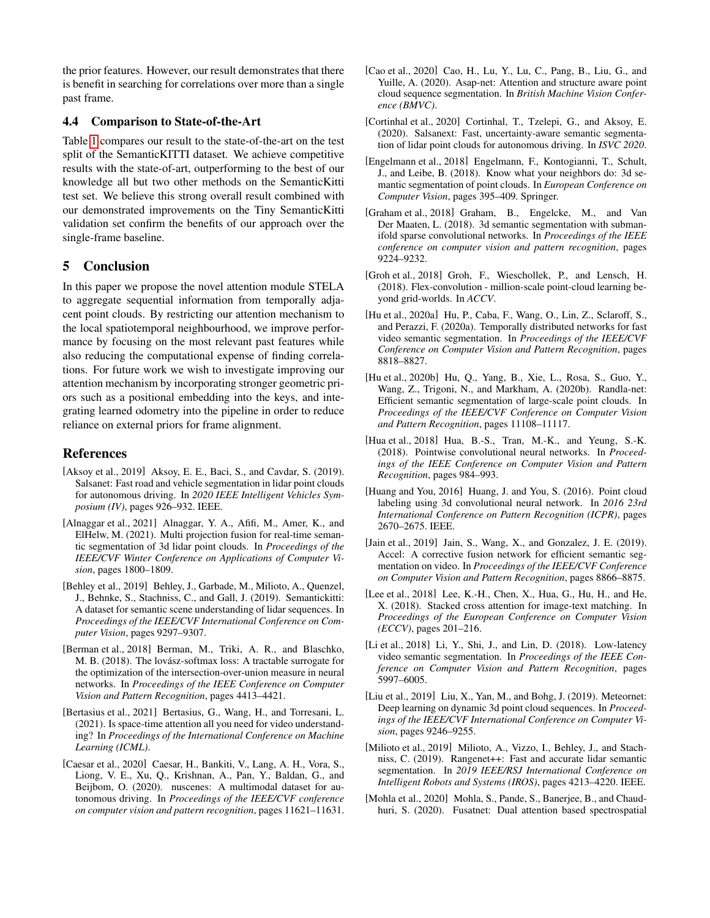the prior features. However, our result demonstrates that there is benefit in searching for correlations over more than a single past frame.

### 4.4 Comparison to State-of-the-Art

Table 1 compares our result to the state-of-the-art on the test split of the SemanticKITTI dataset. We achieve competitive results with the state-of-art, outperforming to the best of our knowledge all but two other methods on the SemanticKitti test set. We believe this strong overall result combined with our demonstrated improvements on the Tiny SemanticKitti validation set confirm the benefits of our approach over the single-frame baseline.

## 5 Conclusion

In this paper we propose the novel attention module STELA to aggregate sequential information from temporally adjacent point clouds. By restricting our attention mechanism to the local spatiotemporal neighbourhood, we improve performance by focusing on the most relevant past features while also reducing the computational expense of finding correlations. For future work we wish to investigate improving our attention mechanism by incorporating stronger geometric priors such as a positional embedding into the keys, and integrating learned odometry into the pipeline in order to reduce reliance on external priors for frame alignment.

## References

[Aksoy et al., 2019] Aksoy, E. E., Baci, S., and Cavdar, S. (2019). Salsanet: Fast road and vehicle segmentation in lidar point clouds for autonomous driving. In *2020 IEEE Intelligent Vehicles Symposium (IV)*, pages 926–932. IEEE.

[Alnaggar et al., 2021] Alnaggar, Y. A., Afifi, M., Amer, K., and ElHelw, M. (2021). Multi projection fusion for real-time semantic segmentation of 3d lidar point clouds. In *Proceedings of the IEEE/CVF Winter Conference on Applications of Computer Vision*, pages 1800–1809.

[Behley et al., 2019] Behley, J., Garbade, M., Milioto, A., Quenzel, J., Behnke, S., Stachniss, C., and Gall, J. (2019). Semantickitti: A dataset for semantic scene understanding of lidar sequences. In *Proceedings of the IEEE/CVF International Conference on Computer Vision*, pages 9297–9307.

[Berman et al., 2018] Berman, M., Triki, A. R., and Blaschko, M. B. (2018). The lovász-softmax loss: A tractable surrogate for the optimization of the intersection-over-union measure in neural networks. In *Proceedings of the IEEE Conference on Computer Vision and Pattern Recognition*, pages 4413–4421.

[Bertasius et al., 2021] Bertasius, G., Wang, H., and Torresani, L. (2021). Is space-time attention all you need for video understanding? In *Proceedings of the International Conference on Machine Learning (ICML)*.

[Caesar et al., 2020] Caesar, H., Bankiti, V., Lang, A. H., Vora, S., Liong, V. E., Xu, Q., Krishnan, A., Pan, Y., Baldan, G., and Beijbom, O. (2020). nuscenes: A multimodal dataset for autonomous driving. In *Proceedings of the IEEE/CVF conference on computer vision and pattern recognition*, pages 11621–11631.

[Cao et al., 2020] Cao, H., Lu, Y., Lu, C., Pang, B., Liu, G., and Yuille, A. (2020). Asap-net: Attention and structure aware point cloud sequence segmentation. In *British Machine Vision Conference (BMVC)*.

[Cortinhal et al., 2020] Cortinhal, T., Tzelepi, G., and Aksoy, E. (2020). Salsanext: Fast, uncertainty-aware semantic segmentation of lidar point clouds for autonomous driving. In *ISVC 2020*.

[Engelmann et al., 2018] Engelmann, F., Kontogianni, T., Schult, J., and Leibe, B. (2018). Know what your neighbors do: 3d semantic segmentation of point clouds. In *European Conference on Computer Vision*, pages 395–409. Springer.

[Graham et al., 2018] Graham, B., Engelcke, M., and Van Der Maaten, L. (2018). 3d semantic segmentation with submanifold sparse convolutional networks. In *Proceedings of the IEEE conference on computer vision and pattern recognition*, pages 9224–9232.

[Groh et al., 2018] Groh, F., Wieschollek, P., and Lensch, H. (2018). Flex-convolution - million-scale point-cloud learning beyond grid-worlds. In *ACCV*.

[Hu et al., 2020a] Hu, P., Caba, F., Wang, O., Lin, Z., Sclaroff, S., and Perazzi, F. (2020a). Temporally distributed networks for fast video semantic segmentation. In *Proceedings of the IEEE/CVF Conference on Computer Vision and Pattern Recognition*, pages 8818–8827.

[Hu et al., 2020b] Hu, Q., Yang, B., Xie, L., Rosa, S., Guo, Y., Wang, Z., Trigoni, N., and Markham, A. (2020b). Randla-net: Efficient semantic segmentation of large-scale point clouds. In *Proceedings of the IEEE/CVF Conference on Computer Vision and Pattern Recognition*, pages 11108–11117.

[Hua et al., 2018] Hua, B.-S., Tran, M.-K., and Yeung, S.-K. (2018). Pointwise convolutional neural networks. In *Proceedings of the IEEE Conference on Computer Vision and Pattern Recognition*, pages 984–993.

[Huang and You, 2016] Huang, J. and You, S. (2016). Point cloud labeling using 3d convolutional neural network. In *2016 23rd International Conference on Pattern Recognition (ICPR)*, pages 2670–2675. IEEE.

[Jain et al., 2019] Jain, S., Wang, X., and Gonzalez, J. E. (2019). Accel: A corrective fusion network for efficient semantic segmentation on video. In *Proceedings of the IEEE/CVF Conference on Computer Vision and Pattern Recognition*, pages 8866–8875.

[Lee et al., 2018] Lee, K.-H., Chen, X., Hua, G., Hu, H., and He, X. (2018). Stacked cross attention for image-text matching. In *Proceedings of the European Conference on Computer Vision (ECCV)*, pages 201–216.

[Li et al., 2018] Li, Y., Shi, J., and Lin, D. (2018). Low-latency video semantic segmentation. In *Proceedings of the IEEE Conference on Computer Vision and Pattern Recognition*, pages 5997–6005.

[Liu et al., 2019] Liu, X., Yan, M., and Bohg, J. (2019). Meteornet: Deep learning on dynamic 3d point cloud sequences. In *Proceedings of the IEEE/CVF International Conference on Computer Vision*, pages 9246–9255.

[Milioto et al., 2019] Milioto, A., Vizzo, I., Behley, J., and Stachniss, C. (2019). Rangenet++: Fast and accurate lidar semantic segmentation. In *2019 IEEE/RSJ International Conference on Intelligent Robots and Systems (IROS)*, pages 4213–4220. IEEE.

[Mohla et al., 2020] Mohla, S., Pande, S., Banerjee, B., and Chaudhuri, S. (2020). Fusatnet: Dual attention based spectrospatial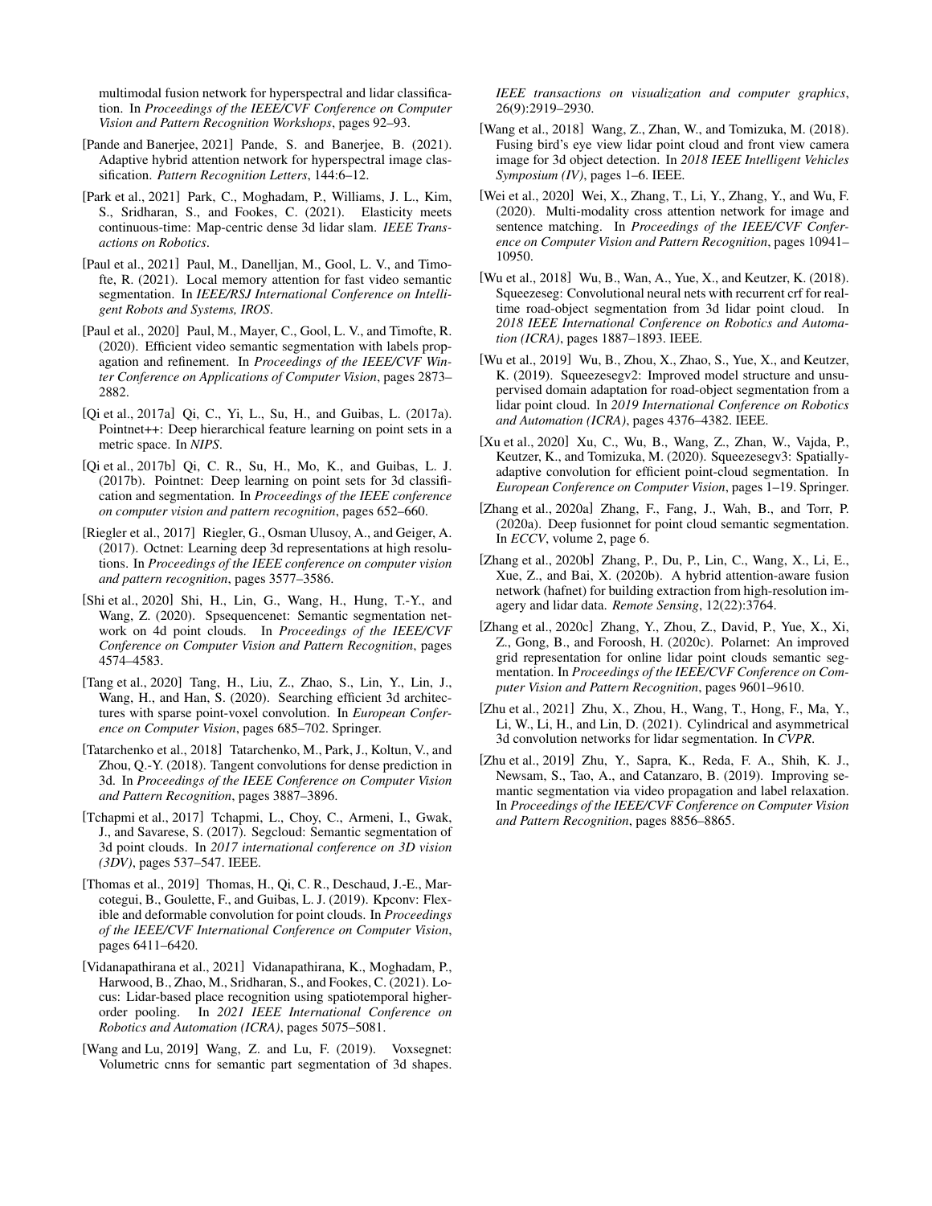multimodal fusion network for hyperspectral and lidar classification. In *Proceedings of the IEEE/CVF Conference on Computer Vision and Pattern Recognition Workshops*, pages 92–93.

[Pande and Banerjee, 2021] Pande, S. and Banerjee, B. (2021). Adaptive hybrid attention network for hyperspectral image classification. *Pattern Recognition Letters*, 144:6–12.

[Park et al., 2021] Park, C., Moghadam, P., Williams, J. L., Kim, S., Sridharan, S., and Fookes, C. (2021). Elasticity meets continuous-time: Map-centric dense 3d lidar slam. *IEEE Transactions on Robotics*.

[Paul et al., 2021] Paul, M., Danelljan, M., Gool, L. V., and Timofte, R. (2021). Local memory attention for fast video semantic segmentation. In *IEEE/RSJ International Conference on Intelligent Robots and Systems, IROS*.

[Paul et al., 2020] Paul, M., Mayer, C., Gool, L. V., and Timofte, R. (2020). Efficient video semantic segmentation with labels propagation and refinement. In *Proceedings of the IEEE/CVF Winter Conference on Applications of Computer Vision*, pages 2873–2882.

[Qi et al., 2017a] Qi, C., Yi, L., Su, H., and Guibas, L. (2017a). Pointnet++: Deep hierarchical feature learning on point sets in a metric space. In *NIPS*.

[Qi et al., 2017b] Qi, C. R., Su, H., Mo, K., and Guibas, L. J. (2017b). Pointnet: Deep learning on point sets for 3d classification and segmentation. In *Proceedings of the IEEE conference on computer vision and pattern recognition*, pages 652–660.

[Riegler et al., 2017] Riegler, G., Osman Ulusoy, A., and Geiger, A. (2017). Octnet: Learning deep 3d representations at high resolutions. In *Proceedings of the IEEE conference on computer vision and pattern recognition*, pages 3577–3586.

[Shi et al., 2020] Shi, H., Lin, G., Wang, H., Hung, T.-Y., and Wang, Z. (2020). Spsequencenet: Semantic segmentation network on 4d point clouds. In *Proceedings of the IEEE/CVF Conference on Computer Vision and Pattern Recognition*, pages 4574–4583.

[Tang et al., 2020] Tang, H., Liu, Z., Zhao, S., Lin, Y., Lin, J., Wang, H., and Han, S. (2020). Searching efficient 3d architectures with sparse point-voxel convolution. In *European Conference on Computer Vision*, pages 685–702. Springer.

[Tatarchenko et al., 2018] Tatarchenko, M., Park, J., Koltun, V., and Zhou, Q.-Y. (2018). Tangent convolutions for dense prediction in 3d. In *Proceedings of the IEEE Conference on Computer Vision and Pattern Recognition*, pages 3887–3896.

[Tchapmi et al., 2017] Tchapmi, L., Choy, C., Armeni, I., Gwak, J., and Savarese, S. (2017). Segcloud: Semantic segmentation of 3d point clouds. In *2017 international conference on 3D vision (3DV)*, pages 537–547. IEEE.

[Thomas et al., 2019] Thomas, H., Qi, C. R., Deschaud, J.-E., Marcotegui, B., Goulette, F., and Guibas, L. J. (2019). Kpconv: Flexible and deformable convolution for point clouds. In *Proceedings of the IEEE/CVF International Conference on Computer Vision*, pages 6411–6420.

[Vidanapathirana et al., 2021] Vidanapathirana, K., Moghadam, P., Harwood, B., Zhao, M., Sridharan, S., and Fookes, C. (2021). Locus: Lidar-based place recognition using spatiotemporal higher-order pooling. In *2021 IEEE International Conference on Robotics and Automation (ICRA)*, pages 5075–5081.

[Wang and Lu, 2019] Wang, Z. and Lu, F. (2019). Voxsegnet: Volumetric cnns for semantic part segmentation of 3d shapes. *IEEE transactions on visualization and computer graphics*, 26(9):2919–2930.

[Wang et al., 2018] Wang, Z., Zhan, W., and Tomizuka, M. (2018). Fusing bird's eye view lidar point cloud and front view camera image for 3d object detection. In *2018 IEEE Intelligent Vehicles Symposium (IV)*, pages 1–6. IEEE.

[Wei et al., 2020] Wei, X., Zhang, T., Li, Y., Zhang, Y., and Wu, F. (2020). Multi-modality cross attention network for image and sentence matching. In *Proceedings of the IEEE/CVF Conference on Computer Vision and Pattern Recognition*, pages 10941–10950.

[Wu et al., 2018] Wu, B., Wan, A., Yue, X., and Keutzer, K. (2018). Squeezeseg: Convolutional neural nets with recurrent crf for real-time road-object segmentation from 3d lidar point cloud. In *2018 IEEE International Conference on Robotics and Automation (ICRA)*, pages 1887–1893. IEEE.

[Wu et al., 2019] Wu, B., Zhou, X., Zhao, S., Yue, X., and Keutzer, K. (2019). Squeezesegv2: Improved model structure and unsupervised domain adaptation for road-object segmentation from a lidar point cloud. In *2019 International Conference on Robotics and Automation (ICRA)*, pages 4376–4382. IEEE.

[Xu et al., 2020] Xu, C., Wu, B., Wang, Z., Zhan, W., Vajda, P., Keutzer, K., and Tomizuka, M. (2020). Squeezesegv3: Spatially-adaptive convolution for efficient point-cloud segmentation. In *European Conference on Computer Vision*, pages 1–19. Springer.

[Zhang et al., 2020a] Zhang, F., Fang, J., Wah, B., and Torr, P. (2020a). Deep fusionnet for point cloud semantic segmentation. In *ECCV*, volume 2, page 6.

[Zhang et al., 2020b] Zhang, P., Du, P., Lin, C., Wang, X., Li, E., Xue, Z., and Bai, X. (2020b). A hybrid attention-aware fusion network (hafnet) for building extraction from high-resolution imagery and lidar data. *Remote Sensing*, 12(22):3764.

[Zhang et al., 2020c] Zhang, Y., Zhou, Z., David, P., Yue, X., Xi, Z., Gong, B., and Foroosh, H. (2020c). Polarnet: An improved grid representation for online lidar point clouds semantic segmentation. In *Proceedings of the IEEE/CVF Conference on Computer Vision and Pattern Recognition*, pages 9601–9610.

[Zhu et al., 2021] Zhu, X., Zhou, H., Wang, T., Hong, F., Ma, Y., Li, W., Li, H., and Lin, D. (2021). Cylindrical and asymmetrical 3d convolution networks for lidar segmentation. In *CVPR*.

[Zhu et al., 2019] Zhu, Y., Sapra, K., Reda, F. A., Shih, K. J., Newsam, S., Tao, A., and Catanzaro, B. (2019). Improving semantic segmentation via video propagation and label relaxation. In *Proceedings of the IEEE/CVF Conference on Computer Vision and Pattern Recognition*, pages 8856–8865.